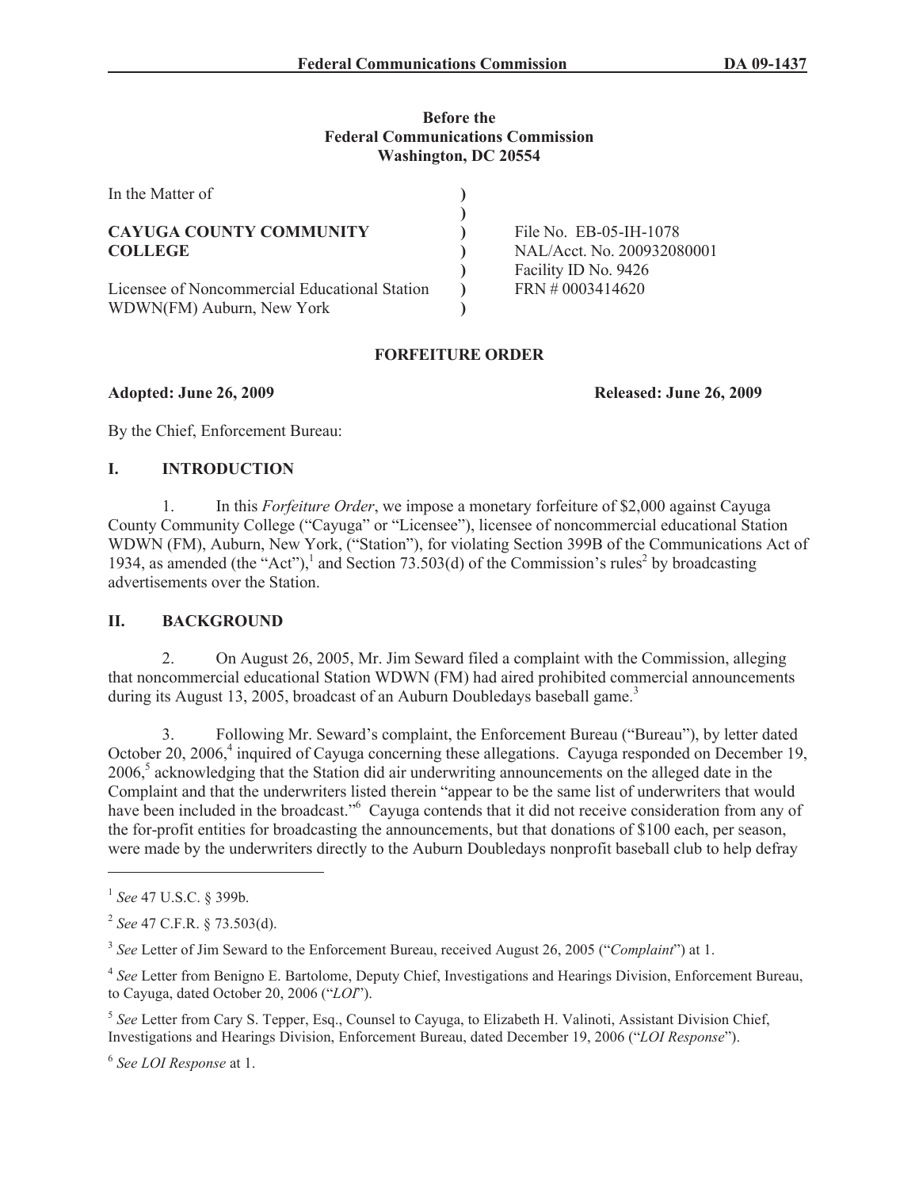**Before the**
**Federal Communications Commission**
**Washington, DC 20554**

| | | |
|---|---|---|
| In the Matter of | ) | |
| | ) | |
| **CAYUGA COUNTY COMMUNITY** | ) | File No. EB-05-IH-1078 |
| **COLLEGE** | ) | NAL/Acct. No. 200932080001 |
| | ) | Facility ID No. 9426 |
| Licensee of Noncommercial Educational Station | ) | FRN # 0003414620 |
| WDWN(FM) Auburn, New York | ) | |

## FORFEITURE ORDER

**Adopted: June 26, 2009** **Released: June 26, 2009**

By the Chief, Enforcement Bureau:

## I. INTRODUCTION

1. In this *Forfeiture Order*, we impose a monetary forfeiture of $2,000 against Cayuga County Community College ("Cayuga" or "Licensee"), licensee of noncommercial educational Station WDWN (FM), Auburn, New York, ("Station"), for violating Section 399B of the Communications Act of 1934, as amended (the "Act"),[1] and Section 73.503(d) of the Commission's rules[2] by broadcasting advertisements over the Station.

## II. BACKGROUND

2. On August 26, 2005, Mr. Jim Seward filed a complaint with the Commission, alleging that noncommercial educational Station WDWN (FM) had aired prohibited commercial announcements during its August 13, 2005, broadcast of an Auburn Doubledays baseball game.[3]

3. Following Mr. Seward's complaint, the Enforcement Bureau ("Bureau"), by letter dated October 20, 2006,[4] inquired of Cayuga concerning these allegations. Cayuga responded on December 19, 2006,[5] acknowledging that the Station did air underwriting announcements on the alleged date in the Complaint and that the underwriters listed therein "appear to be the same list of underwriters that would have been included in the broadcast."[6] Cayuga contends that it did not receive consideration from any of the for-profit entities for broadcasting the announcements, but that donations of $100 each, per season, were made by the underwriters directly to the Auburn Doubledays nonprofit baseball club to help defray

---

[1] *See* 47 U.S.C. § 399b.

[2] *See* 47 C.F.R. § 73.503(d).

[3] *See* Letter of Jim Seward to the Enforcement Bureau, received August 26, 2005 ("*Complaint*") at 1.

[4] *See* Letter from Benigno E. Bartolome, Deputy Chief, Investigations and Hearings Division, Enforcement Bureau, to Cayuga, dated October 20, 2006 ("*LOI*").

[5] *See* Letter from Cary S. Tepper, Esq., Counsel to Cayuga, to Elizabeth H. Valinoti, Assistant Division Chief, Investigations and Hearings Division, Enforcement Bureau, dated December 19, 2006 ("*LOI Response*").

[6] *See LOI Response* at 1.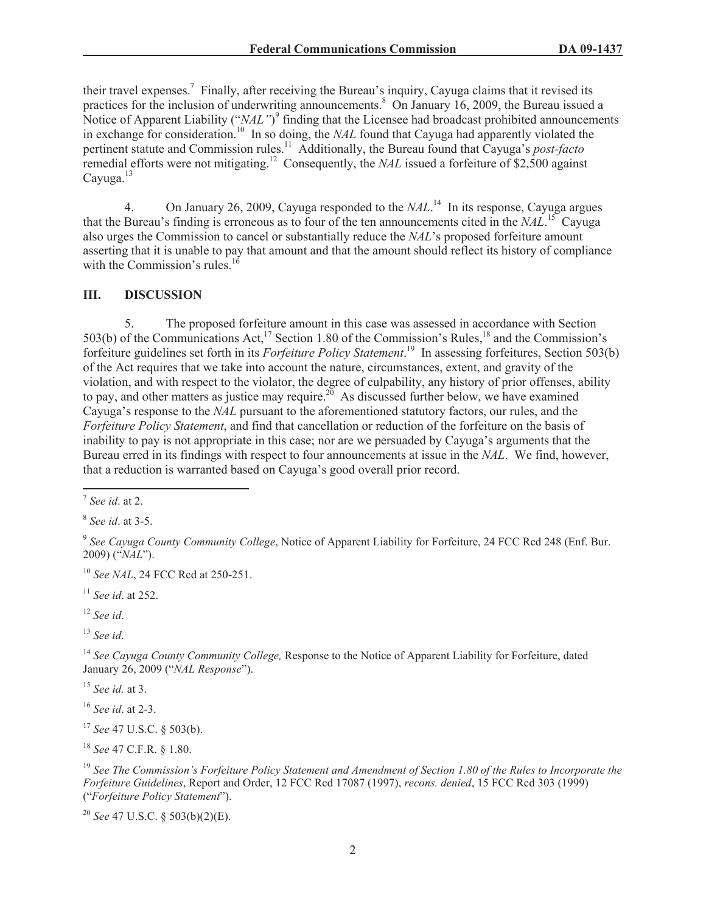their travel expenses.[7] Finally, after receiving the Bureau's inquiry, Cayuga claims that it revised its practices for the inclusion of underwriting announcements.[8] On January 16, 2009, the Bureau issued a Notice of Apparent Liability ("*NAL"*)[9] finding that the Licensee had broadcast prohibited announcements in exchange for consideration.[10] In so doing, the *NAL* found that Cayuga had apparently violated the pertinent statute and Commission rules.[11] Additionally, the Bureau found that Cayuga's *post-facto* remedial efforts were not mitigating.[12] Consequently, the *NAL* issued a forfeiture of $2,500 against Cayuga.[13]

4. On January 26, 2009, Cayuga responded to the *NAL*.[14] In its response, Cayuga argues that the Bureau's finding is erroneous as to four of the ten announcements cited in the *NAL*.[15] Cayuga also urges the Commission to cancel or substantially reduce the *NAL*'s proposed forfeiture amount asserting that it is unable to pay that amount and that the amount should reflect its history of compliance with the Commission's rules.[16]

## III. DISCUSSION

5. The proposed forfeiture amount in this case was assessed in accordance with Section 503(b) of the Communications Act,[17] Section 1.80 of the Commission's Rules,[18] and the Commission's forfeiture guidelines set forth in its *Forfeiture Policy Statement*.[19] In assessing forfeitures, Section 503(b) of the Act requires that we take into account the nature, circumstances, extent, and gravity of the violation, and with respect to the violator, the degree of culpability, any history of prior offenses, ability to pay, and other matters as justice may require.[20] As discussed further below, we have examined Cayuga's response to the *NAL* pursuant to the aforementioned statutory factors, our rules, and the *Forfeiture Policy Statement*, and find that cancellation or reduction of the forfeiture on the basis of inability to pay is not appropriate in this case; nor are we persuaded by Cayuga's arguments that the Bureau erred in its findings with respect to four announcements at issue in the *NAL*. We find, however, that a reduction is warranted based on Cayuga's good overall prior record.

---

[7] *See id*. at 2.

[8] *See id*. at 3-5.

[9] *See Cayuga County Community College*, Notice of Apparent Liability for Forfeiture, 24 FCC Rcd 248 (Enf. Bur. 2009) ("*NAL*").

[10] *See NAL*, 24 FCC Rcd at 250-251.

[11] *See id*. at 252.

[12] *See id*.

[13] *See id*.

[14] *See Cayuga County Community College,* Response to the Notice of Apparent Liability for Forfeiture, dated January 26, 2009 ("*NAL Response*").

[15] *See id.* at 3.

[16] *See id*. at 2-3.

[17] *See* 47 U.S.C. § 503(b).

[18] *See* 47 C.F.R. § 1.80.

[19] *See The Commission's Forfeiture Policy Statement and Amendment of Section 1.80 of the Rules to Incorporate the Forfeiture Guidelines*, Report and Order, 12 FCC Rcd 17087 (1997), *recons. denied*, 15 FCC Rcd 303 (1999) ("*Forfeiture Policy Statement*").

[20] *See* 47 U.S.C. § 503(b)(2)(E).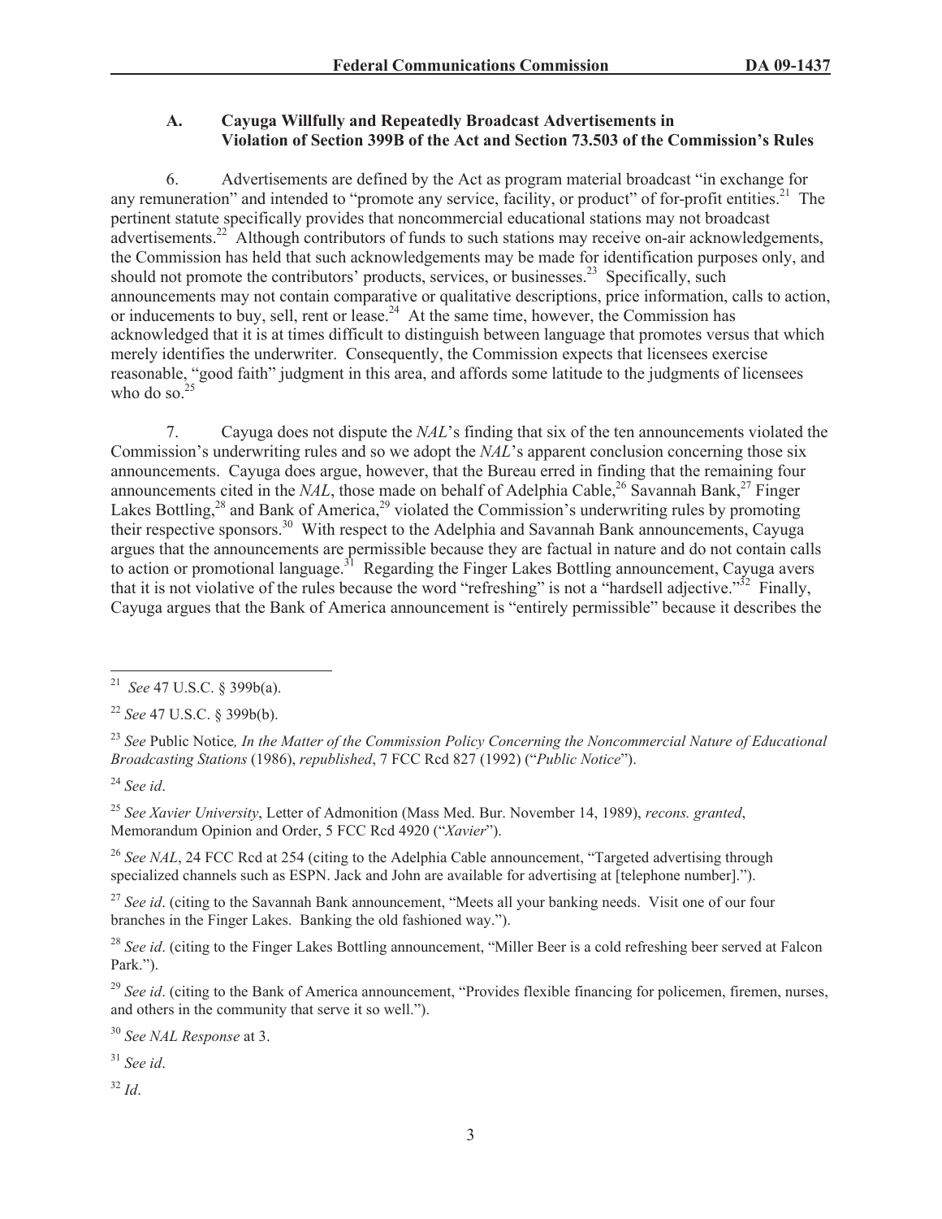### A. Cayuga Willfully and Repeatedly Broadcast Advertisements in Violation of Section 399B of the Act and Section 73.503 of the Commission's Rules

6. Advertisements are defined by the Act as program material broadcast "in exchange for any remuneration" and intended to "promote any service, facility, or product" of for-profit entities.[21] The pertinent statute specifically provides that noncommercial educational stations may not broadcast advertisements.[22] Although contributors of funds to such stations may receive on-air acknowledgements, the Commission has held that such acknowledgements may be made for identification purposes only, and should not promote the contributors' products, services, or businesses.[23] Specifically, such announcements may not contain comparative or qualitative descriptions, price information, calls to action, or inducements to buy, sell, rent or lease.[24] At the same time, however, the Commission has acknowledged that it is at times difficult to distinguish between language that promotes versus that which merely identifies the underwriter. Consequently, the Commission expects that licensees exercise reasonable, "good faith" judgment in this area, and affords some latitude to the judgments of licensees who do so.[25]

7. Cayuga does not dispute the *NAL*'s finding that six of the ten announcements violated the Commission's underwriting rules and so we adopt the *NAL*'s apparent conclusion concerning those six announcements. Cayuga does argue, however, that the Bureau erred in finding that the remaining four announcements cited in the *NAL*, those made on behalf of Adelphia Cable,[26] Savannah Bank,[27] Finger Lakes Bottling,[28] and Bank of America,[29] violated the Commission's underwriting rules by promoting their respective sponsors.[30] With respect to the Adelphia and Savannah Bank announcements, Cayuga argues that the announcements are permissible because they are factual in nature and do not contain calls to action or promotional language.[31] Regarding the Finger Lakes Bottling announcement, Cayuga avers that it is not violative of the rules because the word "refreshing" is not a "hardsell adjective."[32] Finally, Cayuga argues that the Bank of America announcement is "entirely permissible" because it describes the

---

[21] *See* 47 U.S.C. § 399b(a).

[22] *See* 47 U.S.C. § 399b(b).

[23] *See* Public Notice*, In the Matter of the Commission Policy Concerning the Noncommercial Nature of Educational Broadcasting Stations* (1986), *republished*, 7 FCC Rcd 827 (1992) ("*Public Notice*").

[24] *See id*.

[25] *See Xavier University*, Letter of Admonition (Mass Med. Bur. November 14, 1989), *recons. granted*, Memorandum Opinion and Order, 5 FCC Rcd 4920 ("*Xavier*").

[26] *See NAL*, 24 FCC Rcd at 254 (citing to the Adelphia Cable announcement, "Targeted advertising through specialized channels such as ESPN. Jack and John are available for advertising at [telephone number].").

[27] *See id*. (citing to the Savannah Bank announcement, "Meets all your banking needs. Visit one of our four branches in the Finger Lakes. Banking the old fashioned way.").

[28] *See id*. (citing to the Finger Lakes Bottling announcement, "Miller Beer is a cold refreshing beer served at Falcon Park.").

[29] *See id*. (citing to the Bank of America announcement, "Provides flexible financing for policemen, firemen, nurses, and others in the community that serve it so well.").

[30] *See NAL Response* at 3.

[31] *See id*.

[32] *Id*.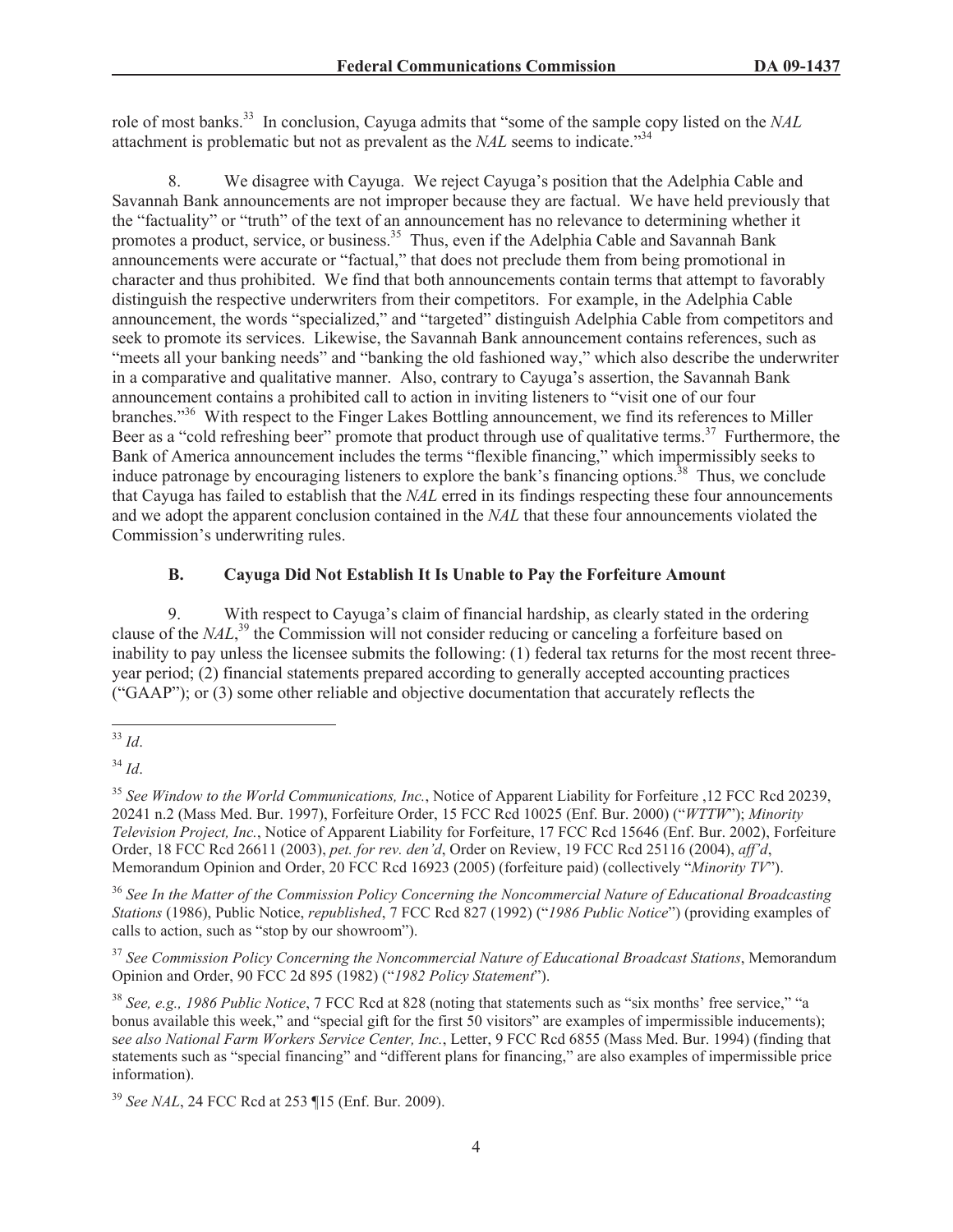role of most banks.[33] In conclusion, Cayuga admits that "some of the sample copy listed on the *NAL* attachment is problematic but not as prevalent as the *NAL* seems to indicate."[34]

8. We disagree with Cayuga. We reject Cayuga's position that the Adelphia Cable and Savannah Bank announcements are not improper because they are factual. We have held previously that the "factuality" or "truth" of the text of an announcement has no relevance to determining whether it promotes a product, service, or business.[35] Thus, even if the Adelphia Cable and Savannah Bank announcements were accurate or "factual," that does not preclude them from being promotional in character and thus prohibited. We find that both announcements contain terms that attempt to favorably distinguish the respective underwriters from their competitors. For example, in the Adelphia Cable announcement, the words "specialized," and "targeted" distinguish Adelphia Cable from competitors and seek to promote its services. Likewise, the Savannah Bank announcement contains references, such as "meets all your banking needs" and "banking the old fashioned way," which also describe the underwriter in a comparative and qualitative manner. Also, contrary to Cayuga's assertion, the Savannah Bank announcement contains a prohibited call to action in inviting listeners to "visit one of our four branches."[36] With respect to the Finger Lakes Bottling announcement, we find its references to Miller Beer as a "cold refreshing beer" promote that product through use of qualitative terms.[37] Furthermore, the Bank of America announcement includes the terms "flexible financing," which impermissibly seeks to induce patronage by encouraging listeners to explore the bank's financing options.[38] Thus, we conclude that Cayuga has failed to establish that the *NAL* erred in its findings respecting these four announcements and we adopt the apparent conclusion contained in the *NAL* that these four announcements violated the Commission's underwriting rules.

### B. Cayuga Did Not Establish It Is Unable to Pay the Forfeiture Amount

9. With respect to Cayuga's claim of financial hardship, as clearly stated in the ordering clause of the *NAL*,[39] the Commission will not consider reducing or canceling a forfeiture based on inability to pay unless the licensee submits the following: (1) federal tax returns for the most recent three-year period; (2) financial statements prepared according to generally accepted accounting practices ("GAAP"); or (3) some other reliable and objective documentation that accurately reflects the

---

[33] *Id*.

[34] *Id*.

[35] *See Window to the World Communications, Inc.*, Notice of Apparent Liability for Forfeiture ,12 FCC Rcd 20239, 20241 n.2 (Mass Med. Bur. 1997), Forfeiture Order, 15 FCC Rcd 10025 (Enf. Bur. 2000) ("*WTTW*"); *Minority Television Project, Inc.*, Notice of Apparent Liability for Forfeiture, 17 FCC Rcd 15646 (Enf. Bur. 2002), Forfeiture Order, 18 FCC Rcd 26611 (2003), *pet. for rev. den'd*, Order on Review, 19 FCC Rcd 25116 (2004), *aff'd*, Memorandum Opinion and Order, 20 FCC Rcd 16923 (2005) (forfeiture paid) (collectively "*Minority TV*").

[36] *See In the Matter of the Commission Policy Concerning the Noncommercial Nature of Educational Broadcasting Stations* (1986), Public Notice, *republished*, 7 FCC Rcd 827 (1992) ("*1986 Public Notice*") (providing examples of calls to action, such as "stop by our showroom").

[37] *See Commission Policy Concerning the Noncommercial Nature of Educational Broadcast Stations*, Memorandum Opinion and Order, 90 FCC 2d 895 (1982) ("*1982 Policy Statement*").

[38] *See, e.g., 1986 Public Notice*, 7 FCC Rcd at 828 (noting that statements such as "six months' free service," "a bonus available this week," and "special gift for the first 50 visitors" are examples of impermissible inducements); s*ee also National Farm Workers Service Center, Inc.*, Letter, 9 FCC Rcd 6855 (Mass Med. Bur. 1994) (finding that statements such as "special financing" and "different plans for financing," are also examples of impermissible price information).

[39] *See NAL*, 24 FCC Rcd at 253 ¶15 (Enf. Bur. 2009).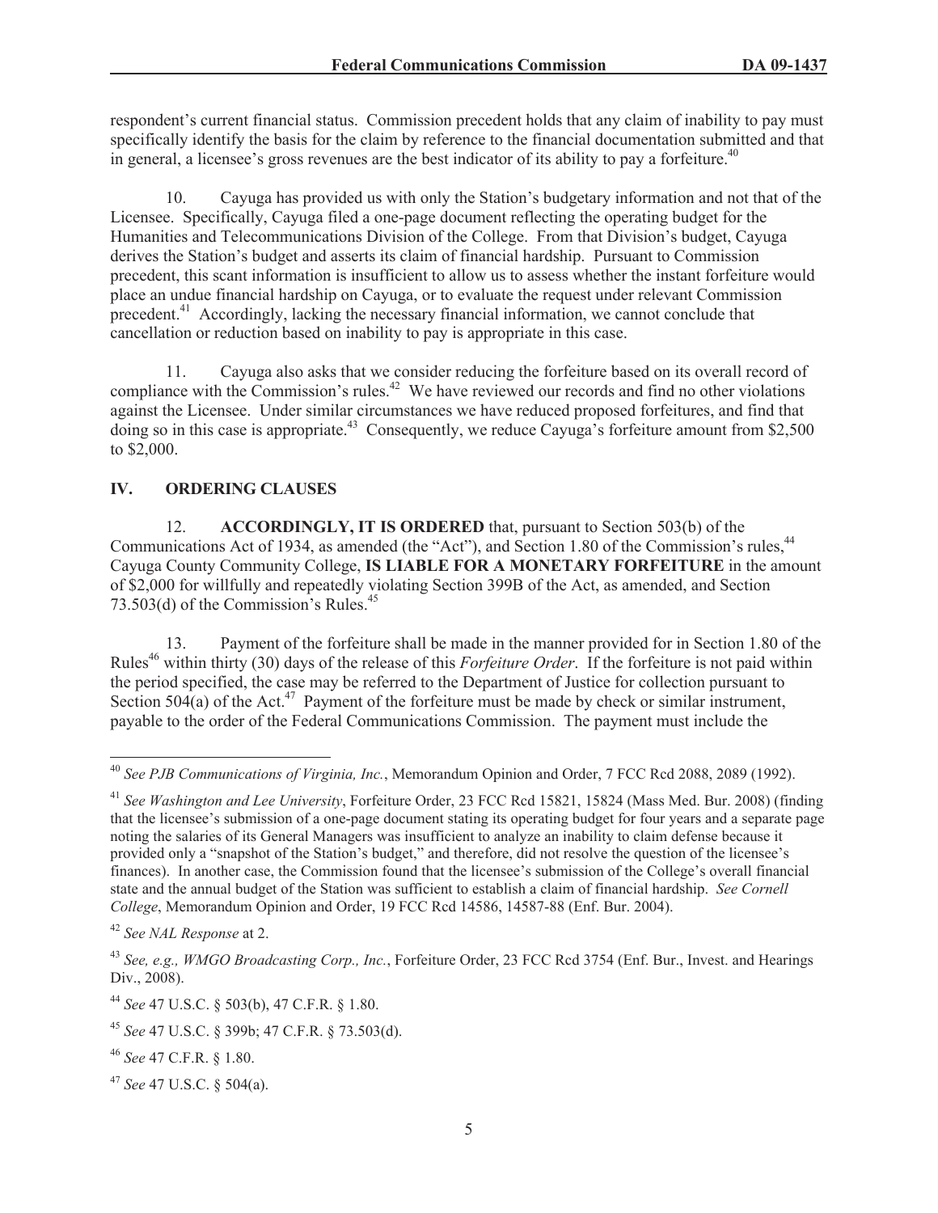respondent's current financial status. Commission precedent holds that any claim of inability to pay must specifically identify the basis for the claim by reference to the financial documentation submitted and that in general, a licensee's gross revenues are the best indicator of its ability to pay a forfeiture.[40]

10. Cayuga has provided us with only the Station's budgetary information and not that of the Licensee. Specifically, Cayuga filed a one-page document reflecting the operating budget for the Humanities and Telecommunications Division of the College. From that Division's budget, Cayuga derives the Station's budget and asserts its claim of financial hardship. Pursuant to Commission precedent, this scant information is insufficient to allow us to assess whether the instant forfeiture would place an undue financial hardship on Cayuga, or to evaluate the request under relevant Commission precedent.[41] Accordingly, lacking the necessary financial information, we cannot conclude that cancellation or reduction based on inability to pay is appropriate in this case.

11. Cayuga also asks that we consider reducing the forfeiture based on its overall record of compliance with the Commission's rules.[42] We have reviewed our records and find no other violations against the Licensee. Under similar circumstances we have reduced proposed forfeitures, and find that doing so in this case is appropriate.[43] Consequently, we reduce Cayuga's forfeiture amount from $2,500 to $2,000.

## IV. ORDERING CLAUSES

12. **ACCORDINGLY, IT IS ORDERED** that, pursuant to Section 503(b) of the Communications Act of 1934, as amended (the "Act"), and Section 1.80 of the Commission's rules,[44] Cayuga County Community College, **IS LIABLE FOR A MONETARY FORFEITURE** in the amount of $2,000 for willfully and repeatedly violating Section 399B of the Act, as amended, and Section 73.503(d) of the Commission's Rules.[45]

13. Payment of the forfeiture shall be made in the manner provided for in Section 1.80 of the Rules[46] within thirty (30) days of the release of this *Forfeiture Order*. If the forfeiture is not paid within the period specified, the case may be referred to the Department of Justice for collection pursuant to Section 504(a) of the Act.[47] Payment of the forfeiture must be made by check or similar instrument, payable to the order of the Federal Communications Commission. The payment must include the

---

[40] *See PJB Communications of Virginia, Inc.*, Memorandum Opinion and Order, 7 FCC Rcd 2088, 2089 (1992).

[41] *See Washington and Lee University*, Forfeiture Order, 23 FCC Rcd 15821, 15824 (Mass Med. Bur. 2008) (finding that the licensee's submission of a one-page document stating its operating budget for four years and a separate page noting the salaries of its General Managers was insufficient to analyze an inability to claim defense because it provided only a "snapshot of the Station's budget," and therefore, did not resolve the question of the licensee's finances). In another case, the Commission found that the licensee's submission of the College's overall financial state and the annual budget of the Station was sufficient to establish a claim of financial hardship. *See Cornell College*, Memorandum Opinion and Order, 19 FCC Rcd 14586, 14587-88 (Enf. Bur. 2004).

[42] *See NAL Response* at 2.

[43] *See, e.g., WMGO Broadcasting Corp., Inc.*, Forfeiture Order, 23 FCC Rcd 3754 (Enf. Bur., Invest. and Hearings Div., 2008).

[44] *See* 47 U.S.C. § 503(b), 47 C.F.R. § 1.80.

[45] *See* 47 U.S.C. § 399b; 47 C.F.R. § 73.503(d).

[46] *See* 47 C.F.R. § 1.80.

[47] *See* 47 U.S.C. § 504(a).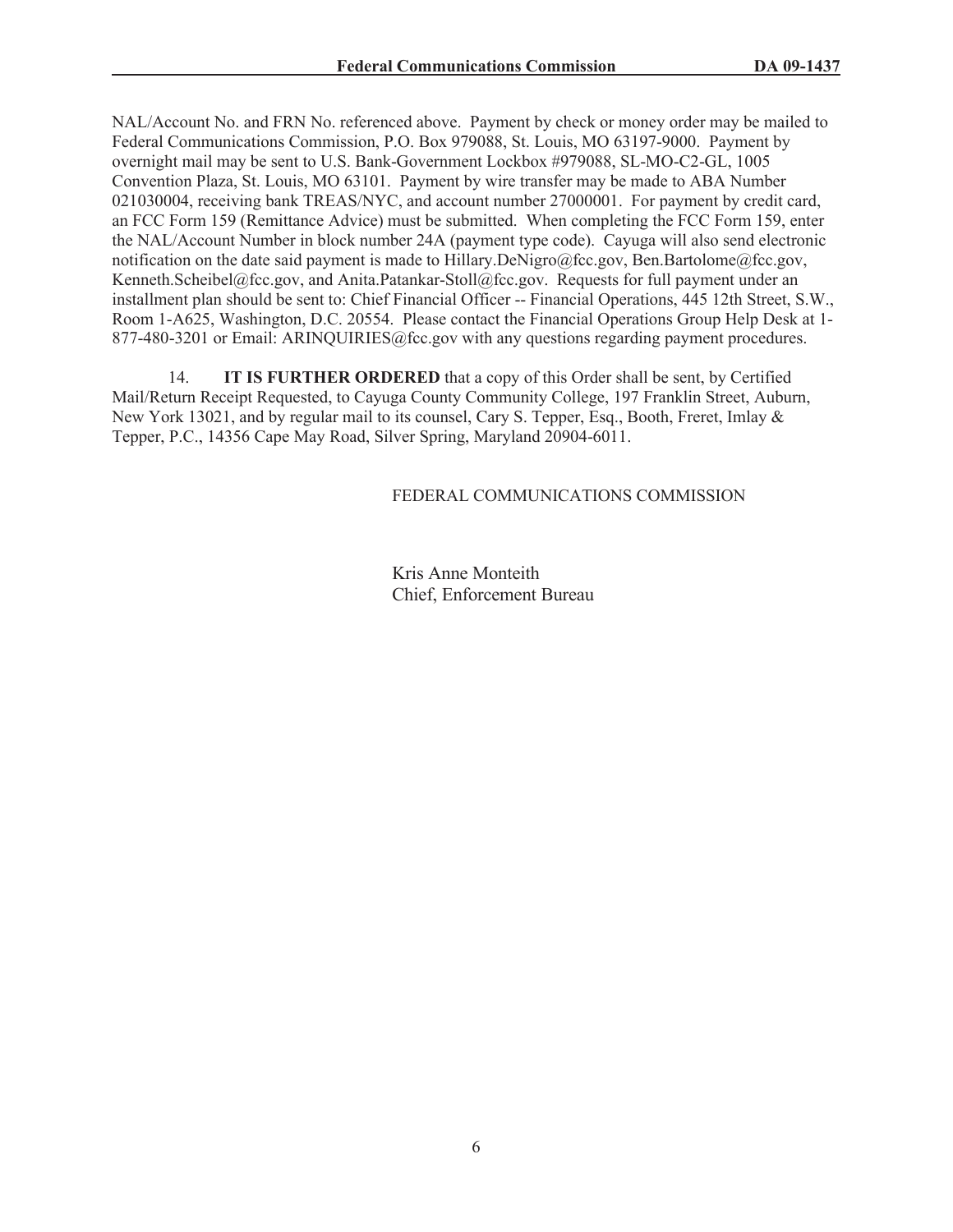NAL/Account No. and FRN No. referenced above. Payment by check or money order may be mailed to Federal Communications Commission, P.O. Box 979088, St. Louis, MO 63197-9000. Payment by overnight mail may be sent to U.S. Bank-Government Lockbox #979088, SL-MO-C2-GL, 1005 Convention Plaza, St. Louis, MO 63101. Payment by wire transfer may be made to ABA Number 021030004, receiving bank TREAS/NYC, and account number 27000001. For payment by credit card, an FCC Form 159 (Remittance Advice) must be submitted. When completing the FCC Form 159, enter the NAL/Account Number in block number 24A (payment type code). Cayuga will also send electronic notification on the date said payment is made to Hillary.DeNigro@fcc.gov, Ben.Bartolome@fcc.gov, Kenneth.Scheibel@fcc.gov, and Anita.Patankar-Stoll@fcc.gov. Requests for full payment under an installment plan should be sent to: Chief Financial Officer -- Financial Operations, 445 12th Street, S.W., Room 1-A625, Washington, D.C. 20554. Please contact the Financial Operations Group Help Desk at 1-877-480-3201 or Email: ARINQUIRIES@fcc.gov with any questions regarding payment procedures.

14. **IT IS FURTHER ORDERED** that a copy of this Order shall be sent, by Certified Mail/Return Receipt Requested, to Cayuga County Community College, 197 Franklin Street, Auburn, New York 13021, and by regular mail to its counsel, Cary S. Tepper, Esq., Booth, Freret, Imlay & Tepper, P.C., 14356 Cape May Road, Silver Spring, Maryland 20904-6011.

FEDERAL COMMUNICATIONS COMMISSION

Kris Anne Monteith
Chief, Enforcement Bureau